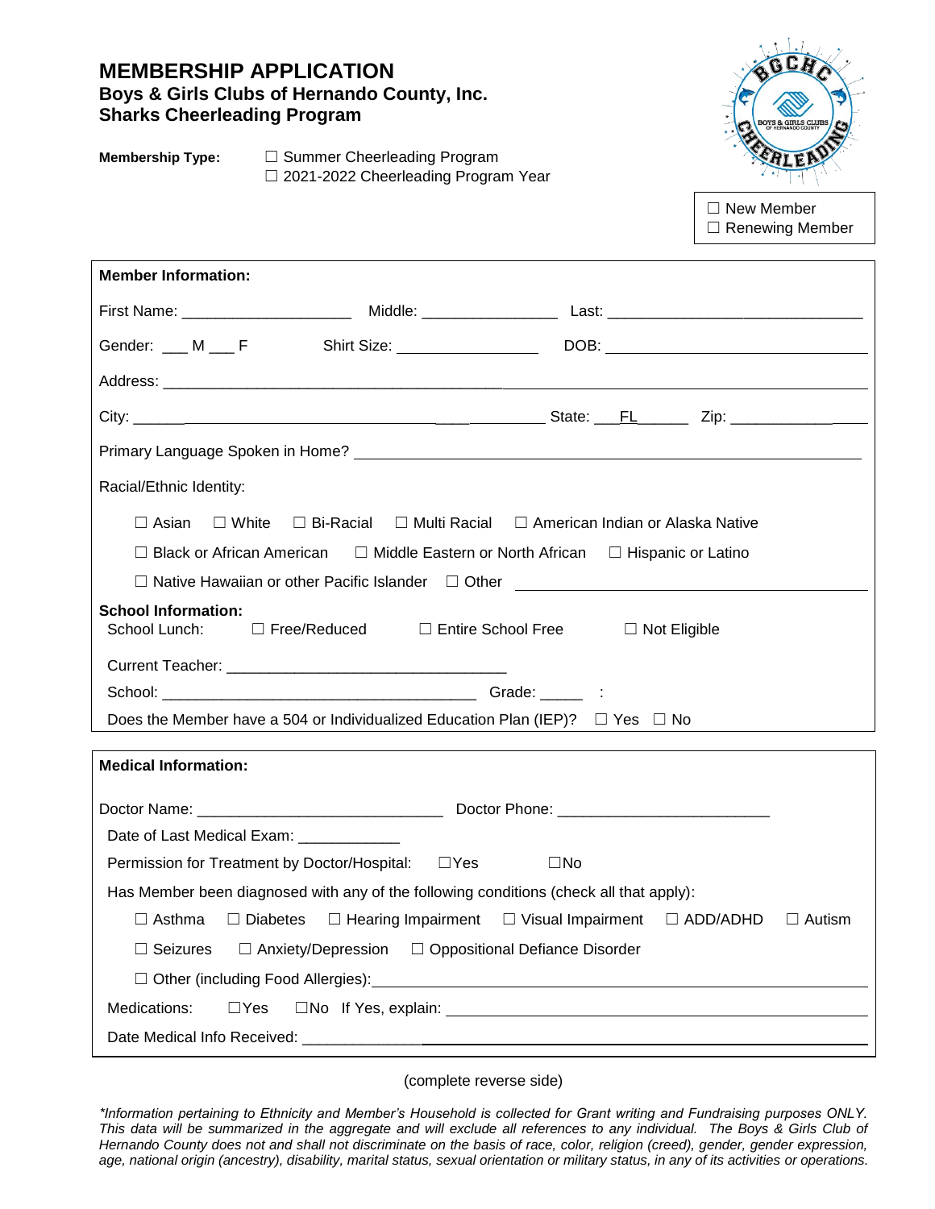# MEMBERSHIP APPLICATION

## Boys & Girls Clubs of Hernando County, Inc.
## Sharks Cheerleading Program

**Membership Type:** ☐ Summer Cheerleading Program
☐ 2021-2022 Cheerleading Program Year

☐ New Member
☐ Renewing Member

**Member Information:**

First Name: ____________________ Middle: ________________ Last: ______________________________

Gender: ___ M ___ F Shirt Size: ________________ DOB: ______________________________

Address: ____________________________________________________________________

City: ____________________________________________ State: ___FL______ Zip: _________________

Primary Language Spoken in Home? ________________________________________________

Racial/Ethnic Identity:

☐ Asian ☐ White ☐ Bi-Racial ☐ Multi Racial ☐ American Indian or Alaska Native

☐ Black or African American ☐ Middle Eastern or North African ☐ Hispanic or Latino

☐ Native Hawaiian or other Pacific Islander ☐ Other ______________________________

**School Information:**

School Lunch: ☐ Free/Reduced ☐ Entire School Free ☐ Not Eligible

Current Teacher: __________________________________

School: _____________________________________ Grade: _____ :

Does the Member have a 504 or Individualized Education Plan (IEP)? ☐ Yes ☐ No

**Medical Information:**

Doctor Name: _____________________________ Doctor Phone: _________________________

Date of Last Medical Exam: ____________

Permission for Treatment by Doctor/Hospital: ☐Yes ☐No

Has Member been diagnosed with any of the following conditions (check all that apply):

☐ Asthma ☐ Diabetes ☐ Hearing Impairment ☐ Visual Impairment ☐ ADD/ADHD ☐ Autism

☐ Seizures ☐ Anxiety/Depression ☐ Oppositional Defiance Disorder

☐ Other (including Food Allergies):________________________________________________

Medications: ☐Yes ☐No If Yes, explain: _____________________________________________

Date Medical Info Received: ______________________________________________________

(complete reverse side)

*\*Information pertaining to Ethnicity and Member's Household is collected for Grant writing and Fundraising purposes ONLY. This data will be summarized in the aggregate and will exclude all references to any individual. The Boys & Girls Club of Hernando County does not and shall not discriminate on the basis of race, color, religion (creed), gender, gender expression, age, national origin (ancestry), disability, marital status, sexual orientation or military status, in any of its activities or operations.*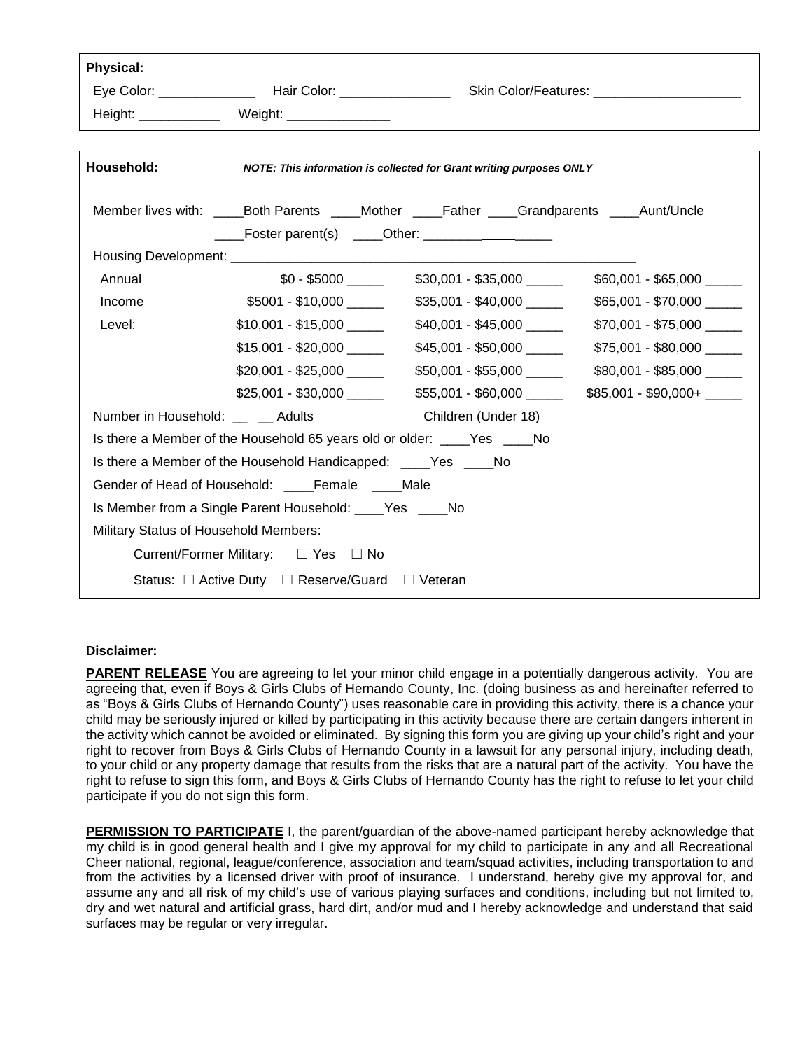**Physical:**

Eye Color: _____________ Hair Color: _______________ Skin Color/Features: ____________________

Height: ___________ Weight: ______________

**Household:** ***NOTE: This information is collected for Grant writing purposes ONLY***

Member lives with: ____Both Parents ____Mother ____Father ____Grandparents ____Aunt/Uncle

____Foster parent(s) ____Other: __________________

Housing Development: __________________________________________________________

| Annual Income Level: | | | |
|---|---|---|---|
| | $0 - $5000 _____ | $30,001 - $35,000 _____ | $60,001 - $65,000 _____ |
| | $5001 - $10,000 _____ | $35,001 - $40,000 _____ | $65,001 - $70,000 _____ |
| | $10,001 - $15,000 _____ | $40,001 - $45,000 _____ | $70,001 - $75,000 _____ |
| | $15,001 - $20,000 _____ | $45,001 - $50,000 _____ | $75,001 - $80,000 _____ |
| | $20,001 - $25,000 _____ | $50,001 - $55,000 _____ | $80,001 - $85,000 _____ |
| | $25,001 - $30,000 _____ | $55,001 - $60,000 _____ | $85,001 - $90,000+ _____ |

Number in Household: ______ Adults _______ Children (Under 18)

Is there a Member of the Household 65 years old or older: ____Yes ____No

Is there a Member of the Household Handicapped: ____Yes ____No

Gender of Head of Household: ____Female ____Male

Is Member from a Single Parent Household: ____Yes ____No

Military Status of Household Members:

Current/Former Military: ☐ Yes ☐ No

Status: ☐ Active Duty ☐ Reserve/Guard ☐ Veteran

**Disclaimer:**

**PARENT RELEASE** You are agreeing to let your minor child engage in a potentially dangerous activity. You are agreeing that, even if Boys & Girls Clubs of Hernando County, Inc. (doing business as and hereinafter referred to as "Boys & Girls Clubs of Hernando County") uses reasonable care in providing this activity, there is a chance your child may be seriously injured or killed by participating in this activity because there are certain dangers inherent in the activity which cannot be avoided or eliminated. By signing this form you are giving up your child's right and your right to recover from Boys & Girls Clubs of Hernando County in a lawsuit for any personal injury, including death, to your child or any property damage that results from the risks that are a natural part of the activity. You have the right to refuse to sign this form, and Boys & Girls Clubs of Hernando County has the right to refuse to let your child participate if you do not sign this form.

**PERMISSION TO PARTICIPATE** I, the parent/guardian of the above-named participant hereby acknowledge that my child is in good general health and I give my approval for my child to participate in any and all Recreational Cheer national, regional, league/conference, association and team/squad activities, including transportation to and from the activities by a licensed driver with proof of insurance. I understand, hereby give my approval for, and assume any and all risk of my child's use of various playing surfaces and conditions, including but not limited to, dry and wet natural and artificial grass, hard dirt, and/or mud and I hereby acknowledge and understand that said surfaces may be regular or very irregular.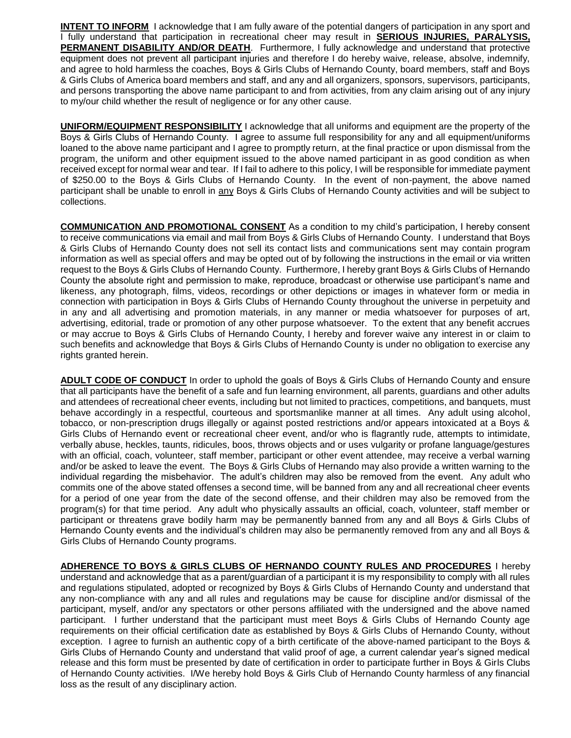**INTENT TO INFORM** I acknowledge that I am fully aware of the potential dangers of participation in any sport and I fully understand that participation in recreational cheer may result in **SERIOUS INJURIES, PARALYSIS, PERMANENT DISABILITY AND/OR DEATH**. Furthermore, I fully acknowledge and understand that protective equipment does not prevent all participant injuries and therefore I do hereby waive, release, absolve, indemnify, and agree to hold harmless the coaches, Boys & Girls Clubs of Hernando County, board members, staff and Boys & Girls Clubs of America board members and staff, and any and all organizers, sponsors, supervisors, participants, and persons transporting the above name participant to and from activities, from any claim arising out of any injury to my/our child whether the result of negligence or for any other cause.

**UNIFORM/EQUIPMENT RESPONSIBILITY** I acknowledge that all uniforms and equipment are the property of the Boys & Girls Clubs of Hernando County. I agree to assume full responsibility for any and all equipment/uniforms loaned to the above name participant and I agree to promptly return, at the final practice or upon dismissal from the program, the uniform and other equipment issued to the above named participant in as good condition as when received except for normal wear and tear. If I fail to adhere to this policy, I will be responsible for immediate payment of $250.00 to the Boys & Girls Clubs of Hernando County. In the event of non-payment, the above named participant shall be unable to enroll in any Boys & Girls Clubs of Hernando County activities and will be subject to collections.

**COMMUNICATION AND PROMOTIONAL CONSENT** As a condition to my child's participation, I hereby consent to receive communications via email and mail from Boys & Girls Clubs of Hernando County. I understand that Boys & Girls Clubs of Hernando County does not sell its contact lists and communications sent may contain program information as well as special offers and may be opted out of by following the instructions in the email or via written request to the Boys & Girls Clubs of Hernando County. Furthermore, I hereby grant Boys & Girls Clubs of Hernando County the absolute right and permission to make, reproduce, broadcast or otherwise use participant's name and likeness, any photograph, films, videos, recordings or other depictions or images in whatever form or media in connection with participation in Boys & Girls Clubs of Hernando County throughout the universe in perpetuity and in any and all advertising and promotion materials, in any manner or media whatsoever for purposes of art, advertising, editorial, trade or promotion of any other purpose whatsoever. To the extent that any benefit accrues or may accrue to Boys & Girls Clubs of Hernando County, I hereby and forever waive any interest in or claim to such benefits and acknowledge that Boys & Girls Clubs of Hernando County is under no obligation to exercise any rights granted herein.

**ADULT CODE OF CONDUCT** In order to uphold the goals of Boys & Girls Clubs of Hernando County and ensure that all participants have the benefit of a safe and fun learning environment, all parents, guardians and other adults and attendees of recreational cheer events, including but not limited to practices, competitions, and banquets, must behave accordingly in a respectful, courteous and sportsmanlike manner at all times. Any adult using alcohol, tobacco, or non-prescription drugs illegally or against posted restrictions and/or appears intoxicated at a Boys & Girls Clubs of Hernando event or recreational cheer event, and/or who is flagrantly rude, attempts to intimidate, verbally abuse, heckles, taunts, ridicules, boos, throws objects and or uses vulgarity or profane language/gestures with an official, coach, volunteer, staff member, participant or other event attendee, may receive a verbal warning and/or be asked to leave the event. The Boys & Girls Clubs of Hernando may also provide a written warning to the individual regarding the misbehavior. The adult's children may also be removed from the event. Any adult who commits one of the above stated offenses a second time, will be banned from any and all recreational cheer events for a period of one year from the date of the second offense, and their children may also be removed from the program(s) for that time period. Any adult who physically assaults an official, coach, volunteer, staff member or participant or threatens grave bodily harm may be permanently banned from any and all Boys & Girls Clubs of Hernando County events and the individual's children may also be permanently removed from any and all Boys & Girls Clubs of Hernando County programs.

**ADHERENCE TO BOYS & GIRLS CLUBS OF HERNANDO COUNTY RULES AND PROCEDURES** I hereby understand and acknowledge that as a parent/guardian of a participant it is my responsibility to comply with all rules and regulations stipulated, adopted or recognized by Boys & Girls Clubs of Hernando County and understand that any non-compliance with any and all rules and regulations may be cause for discipline and/or dismissal of the participant, myself, and/or any spectators or other persons affiliated with the undersigned and the above named participant. I further understand that the participant must meet Boys & Girls Clubs of Hernando County age requirements on their official certification date as established by Boys & Girls Clubs of Hernando County, without exception. I agree to furnish an authentic copy of a birth certificate of the above-named participant to the Boys & Girls Clubs of Hernando County and understand that valid proof of age, a current calendar year's signed medical release and this form must be presented by date of certification in order to participate further in Boys & Girls Clubs of Hernando County activities. I/We hereby hold Boys & Girls Club of Hernando County harmless of any financial loss as the result of any disciplinary action.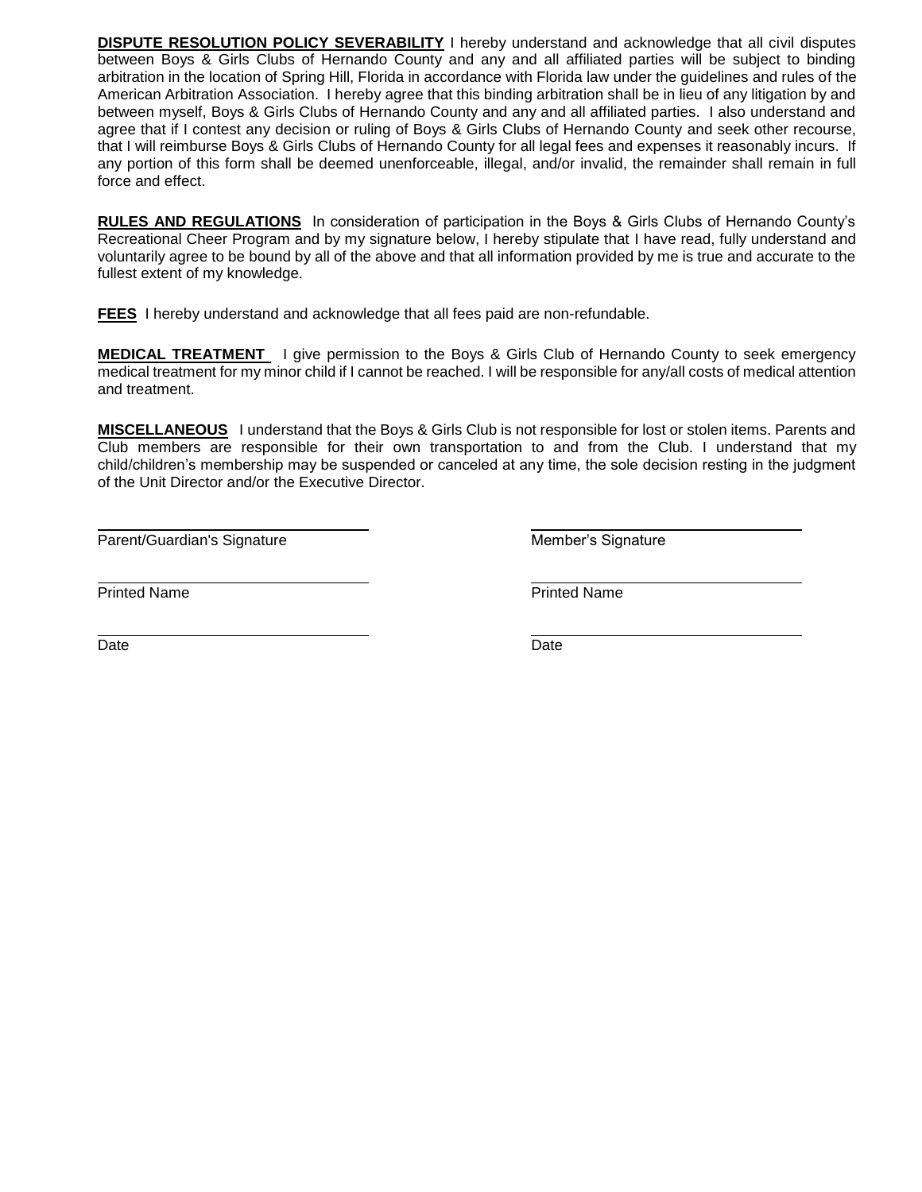**DISPUTE RESOLUTION POLICY SEVERABILITY** I hereby understand and acknowledge that all civil disputes between Boys & Girls Clubs of Hernando County and any and all affiliated parties will be subject to binding arbitration in the location of Spring Hill, Florida in accordance with Florida law under the guidelines and rules of the American Arbitration Association. I hereby agree that this binding arbitration shall be in lieu of any litigation by and between myself, Boys & Girls Clubs of Hernando County and any and all affiliated parties. I also understand and agree that if I contest any decision or ruling of Boys & Girls Clubs of Hernando County and seek other recourse, that I will reimburse Boys & Girls Clubs of Hernando County for all legal fees and expenses it reasonably incurs. If any portion of this form shall be deemed unenforceable, illegal, and/or invalid, the remainder shall remain in full force and effect.

**RULES AND REGULATIONS** In consideration of participation in the Boys & Girls Clubs of Hernando County's Recreational Cheer Program and by my signature below, I hereby stipulate that I have read, fully understand and voluntarily agree to be bound by all of the above and that all information provided by me is true and accurate to the fullest extent of my knowledge.

**FEES** I hereby understand and acknowledge that all fees paid are non-refundable.

**MEDICAL TREATMENT** I give permission to the Boys & Girls Club of Hernando County to seek emergency medical treatment for my minor child if I cannot be reached. I will be responsible for any/all costs of medical attention and treatment.

**MISCELLANEOUS** I understand that the Boys & Girls Club is not responsible for lost or stolen items. Parents and Club members are responsible for their own transportation to and from the Club. I understand that my child/children's membership may be suspended or canceled at any time, the sole decision resting in the judgment of the Unit Director and/or the Executive Director.

______________________________  
Parent/Guardian's Signature

______________________________  
Printed Name

______________________________  
Date

______________________________  
Member's Signature

______________________________  
Printed Name

______________________________  
Date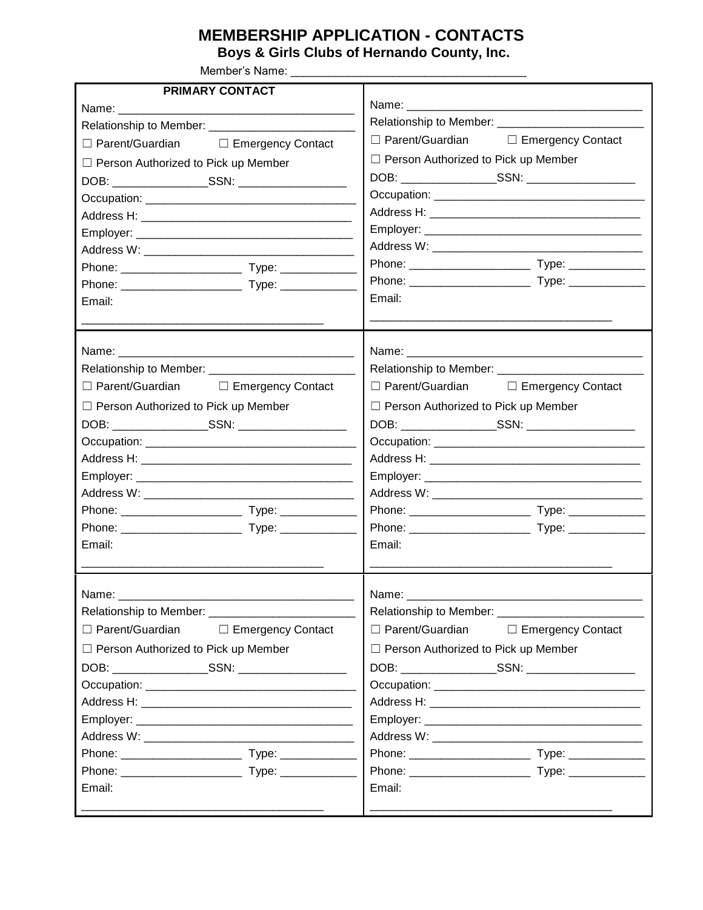# MEMBERSHIP APPLICATION - CONTACTS

**Boys & Girls Clubs of Hernando County, Inc.**

Member's Name: ____________________________________

**PRIMARY CONTACT**

Name: ____________________________________

Relationship to Member: ______________________

☐ Parent/Guardian ☐ Emergency Contact

☐ Person Authorized to Pick up Member

DOB: _______________SSN: _________________

Occupation: _________________________________

Address H: _________________________________

Employer: __________________________________

Address W: _________________________________

Phone: ___________________ Type: ____________

Phone: ___________________ Type: ____________

Email:

_____________________________________

---

Name: ____________________________________

Relationship to Member: ______________________

☐ Parent/Guardian ☐ Emergency Contact

☐ Person Authorized to Pick up Member

DOB: _______________SSN: _________________

Occupation: _________________________________

Address H: _________________________________

Employer: __________________________________

Address W: _________________________________

Phone: ___________________ Type: ____________

Phone: ___________________ Type: ____________

Email:

_____________________________________

---

Name: ____________________________________

Relationship to Member: ______________________

☐ Parent/Guardian ☐ Emergency Contact

☐ Person Authorized to Pick up Member

DOB: _______________SSN: _________________

Occupation: _________________________________

Address H: _________________________________

Employer: __________________________________

Address W: _________________________________

Phone: ___________________ Type: ____________

Phone: ___________________ Type: ____________

Email:

_____________________________________

---

Name: ____________________________________

Relationship to Member: ______________________

☐ Parent/Guardian ☐ Emergency Contact

☐ Person Authorized to Pick up Member

DOB: _______________SSN: _________________

Occupation: _________________________________

Address H: _________________________________

Employer: __________________________________

Address W: _________________________________

Phone: ___________________ Type: ____________

Phone: ___________________ Type: ____________

Email:

_____________________________________

---

Name: ____________________________________

Relationship to Member: ______________________

☐ Parent/Guardian ☐ Emergency Contact

☐ Person Authorized to Pick up Member

DOB: _______________SSN: _________________

Occupation: _________________________________

Address H: _________________________________

Employer: __________________________________

Address W: _________________________________

Phone: ___________________ Type: ____________

Phone: ___________________ Type: ____________

Email:

_____________________________________

---

Name: ____________________________________

Relationship to Member: ______________________

☐ Parent/Guardian ☐ Emergency Contact

☐ Person Authorized to Pick up Member

DOB: _______________SSN: _________________

Occupation: _________________________________

Address H: _________________________________

Employer: __________________________________

Address W: _________________________________

Phone: ___________________ Type: ____________

Phone: ___________________ Type: ____________

Email:

_____________________________________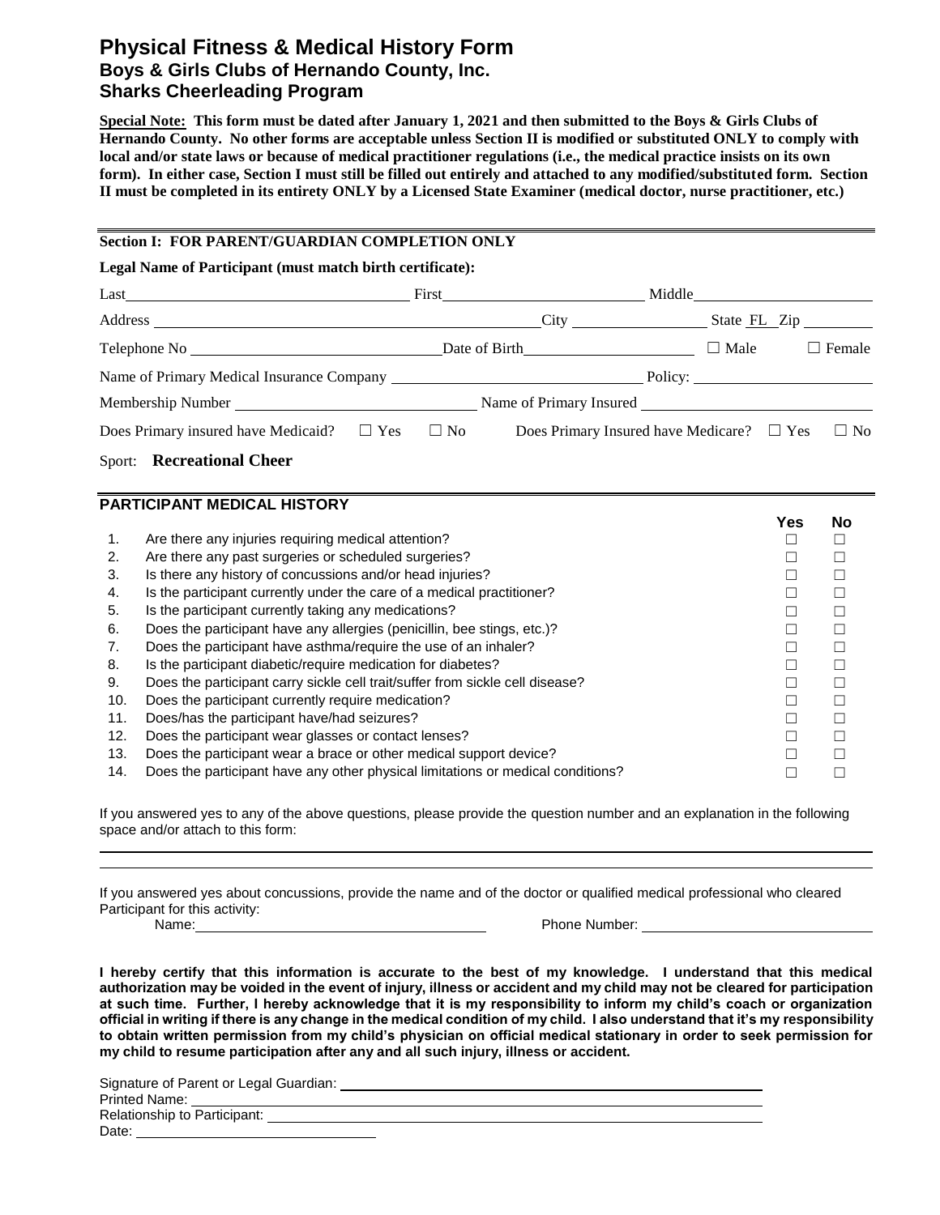# Physical Fitness & Medical History Form
## Boys & Girls Clubs of Hernando County, Inc.
## Sharks Cheerleading Program

**Special Note: This form must be dated after January 1, 2021 and then submitted to the Boys & Girls Clubs of Hernando County. No other forms are acceptable unless Section II is modified or substituted ONLY to comply with local and/or state laws or because of medical practitioner regulations (i.e., the medical practice insists on its own form). In either case, Section I must still be filled out entirely and attached to any modified/substituted form. Section II must be completed in its entirety ONLY by a Licensed State Examiner (medical doctor, nurse practitioner, etc.)**

**Section I: FOR PARENT/GUARDIAN COMPLETION ONLY**

**Legal Name of Participant (must match birth certificate):**

Last\_\_\_\_\_\_\_\_\_\_\_\_\_\_\_\_\_\_\_\_ First\_\_\_\_\_\_\_\_\_\_\_\_\_\_\_\_\_\_\_\_ Middle\_\_\_\_\_\_\_\_\_\_\_\_\_\_\_\_\_\_\_\_

Address \_\_\_\_\_\_\_\_\_\_\_\_\_\_\_\_\_\_\_\_\_\_\_\_\_\_\_\_\_\_ City \_\_\_\_\_\_\_\_\_\_\_\_\_\_\_\_ State FL Zip \_\_\_\_\_\_\_\_

Telephone No \_\_\_\_\_\_\_\_\_\_\_\_\_\_\_\_\_\_\_\_ Date of Birth\_\_\_\_\_\_\_\_\_\_\_\_\_\_\_\_\_\_\_\_ ☐ Male ☐ Female

Name of Primary Medical Insurance Company \_\_\_\_\_\_\_\_\_\_\_\_\_\_\_\_\_\_\_\_ Policy: \_\_\_\_\_\_\_\_\_\_\_\_\_\_\_\_\_\_\_\_

Membership Number \_\_\_\_\_\_\_\_\_\_\_\_\_\_\_\_\_\_\_\_ Name of Primary Insured \_\_\_\_\_\_\_\_\_\_\_\_\_\_\_\_\_\_\_\_

Does Primary insured have Medicaid? ☐ Yes ☐ No Does Primary Insured have Medicare? ☐ Yes ☐ No

Sport: **Recreational Cheer**

## PARTICIPANT MEDICAL HISTORY

| | | Yes | No |
|---|---|---|---|
| 1. | Are there any injuries requiring medical attention? | ☐ | ☐ |
| 2. | Are there any past surgeries or scheduled surgeries? | ☐ | ☐ |
| 3. | Is there any history of concussions and/or head injuries? | ☐ | ☐ |
| 4. | Is the participant currently under the care of a medical practitioner? | ☐ | ☐ |
| 5. | Is the participant currently taking any medications? | ☐ | ☐ |
| 6. | Does the participant have any allergies (penicillin, bee stings, etc.)? | ☐ | ☐ |
| 7. | Does the participant have asthma/require the use of an inhaler? | ☐ | ☐ |
| 8. | Is the participant diabetic/require medication for diabetes? | ☐ | ☐ |
| 9. | Does the participant carry sickle cell trait/suffer from sickle cell disease? | ☐ | ☐ |
| 10. | Does the participant currently require medication? | ☐ | ☐ |
| 11. | Does/has the participant have/had seizures? | ☐ | ☐ |
| 12. | Does the participant wear glasses or contact lenses? | ☐ | ☐ |
| 13. | Does the participant wear a brace or other medical support device? | ☐ | ☐ |
| 14. | Does the participant have any other physical limitations or medical conditions? | ☐ | ☐ |

If you answered yes to any of the above questions, please provide the question number and an explanation in the following space and/or attach to this form:

\_\_\_\_\_\_\_\_\_\_\_\_\_\_\_\_\_\_\_\_\_\_\_\_\_\_\_\_\_\_\_\_\_\_\_\_\_\_\_\_\_\_\_\_\_\_\_\_\_\_\_\_\_\_\_\_\_\_

\_\_\_\_\_\_\_\_\_\_\_\_\_\_\_\_\_\_\_\_\_\_\_\_\_\_\_\_\_\_\_\_\_\_\_\_\_\_\_\_\_\_\_\_\_\_\_\_\_\_\_\_\_\_\_\_\_\_

If you answered yes about concussions, provide the name and of the doctor or qualified medical professional who cleared Participant for this activity:

Name:\_\_\_\_\_\_\_\_\_\_\_\_\_\_\_\_\_\_\_\_ Phone Number: \_\_\_\_\_\_\_\_\_\_\_\_\_\_\_\_\_\_\_\_

**I hereby certify that this information is accurate to the best of my knowledge. I understand that this medical authorization may be voided in the event of injury, illness or accident and my child may not be cleared for participation at such time. Further, I hereby acknowledge that it is my responsibility to inform my child's coach or organization official in writing if there is any change in the medical condition of my child. I also understand that it's my responsibility to obtain written permission from my child's physician on official medical stationary in order to seek permission for my child to resume participation after any and all such injury, illness or accident.**

Signature of Parent or Legal Guardian: \_\_\_\_\_\_\_\_\_\_\_\_\_\_\_\_\_\_\_\_\_\_\_\_\_\_\_\_\_\_

Printed Name: \_\_\_\_\_\_\_\_\_\_\_\_\_\_\_\_\_\_\_\_\_\_\_\_\_\_\_\_\_\_

Relationship to Participant: \_\_\_\_\_\_\_\_\_\_\_\_\_\_\_\_\_\_\_\_\_\_\_\_\_\_\_\_\_\_

Date: \_\_\_\_\_\_\_\_\_\_\_\_\_\_\_\_\_\_\_\_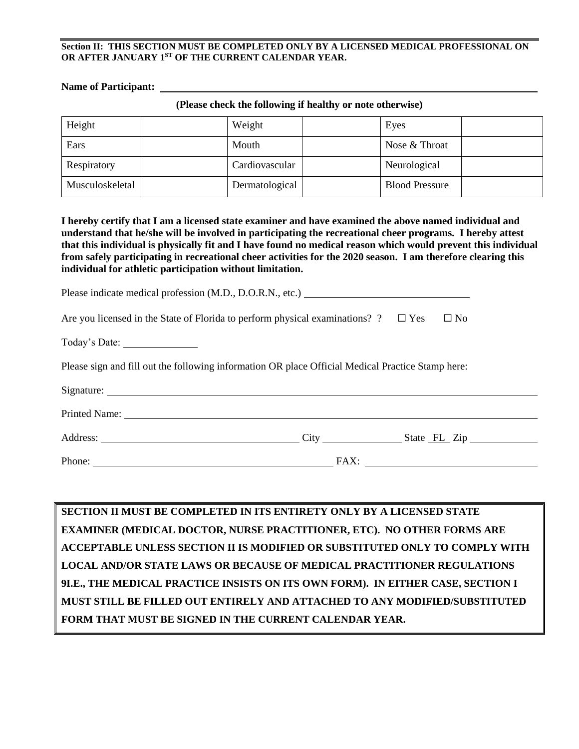**Section II: THIS SECTION MUST BE COMPLETED ONLY BY A LICENSED MEDICAL PROFESSIONAL ON OR AFTER JANUARY 1[ST] OF THE CURRENT CALENDAR YEAR.**

**Name of Participant:** ______________________________________________

**(Please check the following if healthy or note otherwise)**

| | | | | | |
|---|---|---|---|---|---|
| Height | | Weight | | Eyes | |
| Ears | | Mouth | | Nose & Throat | |
| Respiratory | | Cardiovascular | | Neurological | |
| Musculoskeletal | | Dermatological | | Blood Pressure | |

**I hereby certify that I am a licensed state examiner and have examined the above named individual and understand that he/she will be involved in participating the recreational cheer programs. I hereby attest that this individual is physically fit and I have found no medical reason which would prevent this individual from safely participating in recreational cheer activities for the 2020 season. I am therefore clearing this individual for athletic participation without limitation.**

Please indicate medical profession (M.D., D.O.R.N., etc.) ______________________

Are you licensed in the State of Florida to perform physical examinations? ? ☐ Yes ☐ No

Today's Date: ____________

Please sign and fill out the following information OR place Official Medical Practice Stamp here:

Signature: ______________________________________________

Printed Name: ______________________________________________

Address: ______________________ City ____________ State FL Zip ____________

Phone: ______________________ FAX: ______________________

**SECTION II MUST BE COMPLETED IN ITS ENTIRETY ONLY BY A LICENSED STATE EXAMINER (MEDICAL DOCTOR, NURSE PRACTITIONER, ETC). NO OTHER FORMS ARE ACCEPTABLE UNLESS SECTION II IS MODIFIED OR SUBSTITUTED ONLY TO COMPLY WITH LOCAL AND/OR STATE LAWS OR BECAUSE OF MEDICAL PRACTITIONER REGULATIONS 9I.E., THE MEDICAL PRACTICE INSISTS ON ITS OWN FORM). IN EITHER CASE, SECTION I MUST STILL BE FILLED OUT ENTIRELY AND ATTACHED TO ANY MODIFIED/SUBSTITUTED FORM THAT MUST BE SIGNED IN THE CURRENT CALENDAR YEAR.**